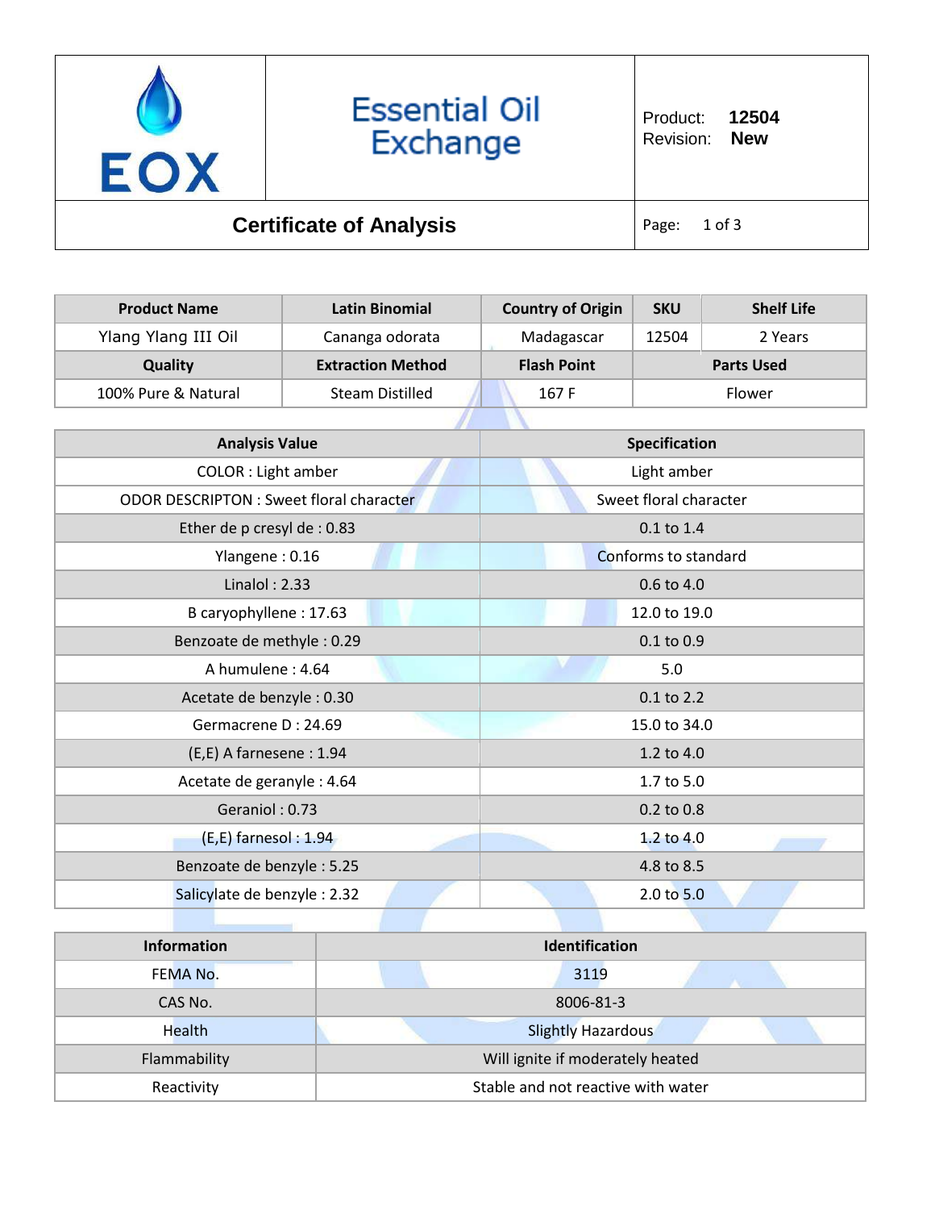# Essential Oil Exchange

EOX

Product: **12504**
Revision: **New**

## Certificate of Analysis

| Product Name | Latin Binomial | Country of Origin | SKU | Shelf Life |
|---|---|---|---|---|
| Ylang Ylang III Oil | Cananga odorata | Madagascar | 12504 | 2 Years |
| **Quality** | **Extraction Method** | **Flash Point** | **Parts Used** | |
| 100% Pure & Natural | Steam Distilled | 167 F | Flower | |

| Analysis Value | Specification |
|---|---|
| COLOR : Light amber | Light amber |
| ODOR DESCRIPTON : Sweet floral character | Sweet floral character |
| Ether de p cresyl de : 0.83 | 0.1 to 1.4 |
| Ylangene : 0.16 | Conforms to standard |
| Linalol : 2.33 | 0.6 to 4.0 |
| B caryophyllene : 17.63 | 12.0 to 19.0 |
| Benzoate de methyle : 0.29 | 0.1 to 0.9 |
| A humulene : 4.64 | 5.0 |
| Acetate de benzyle : 0.30 | 0.1 to 2.2 |
| Germacrene D : 24.69 | 15.0 to 34.0 |
| (E,E) A farnesene : 1.94 | 1.2 to 4.0 |
| Acetate de geranyle : 4.64 | 1.7 to 5.0 |
| Geraniol : 0.73 | 0.2 to 0.8 |
| (E,E) farnesol : 1.94 | 1.2 to 4.0 |
| Benzoate de benzyle : 5.25 | 4.8 to 8.5 |
| Salicylate de benzyle : 2.32 | 2.0 to 5.0 |

| Information | Identification |
|---|---|
| FEMA No. | 3119 |
| CAS No. | 8006-81-3 |
| Health | Slightly Hazardous |
| Flammability | Will ignite if moderately heated |
| Reactivity | Stable and not reactive with water |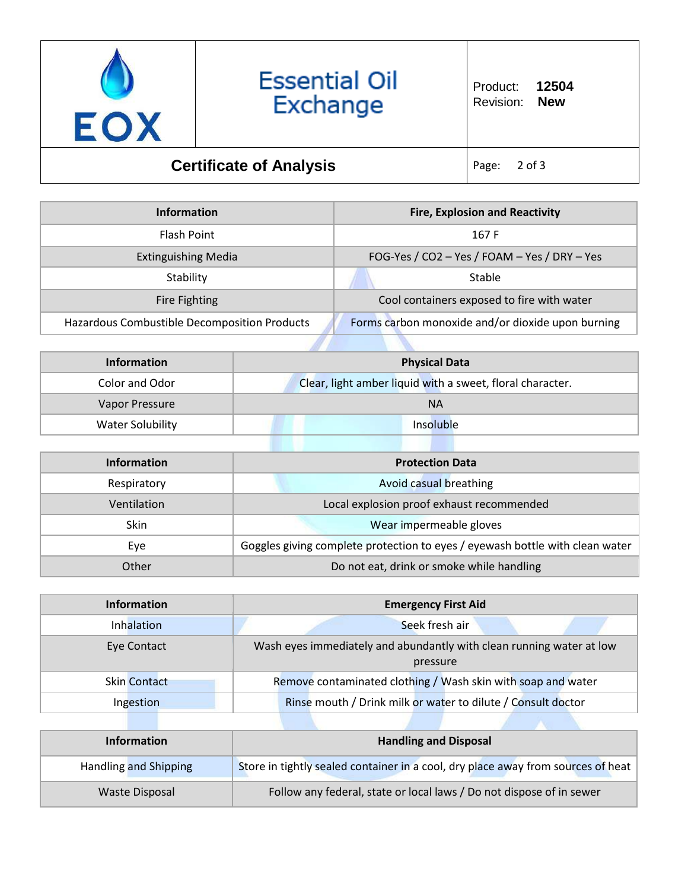| | Essential Oil Exchange | Product: **12504**<br>Revision: **New** |
|---|---|---|

# Certificate of Analysis

| Information | Fire, Explosion and Reactivity |
|---|---|
| Flash Point | 167 F |
| Extinguishing Media | FOG-Yes / CO2 – Yes / FOAM – Yes / DRY – Yes |
| Stability | Stable |
| Fire Fighting | Cool containers exposed to fire with water |
| Hazardous Combustible Decomposition Products | Forms carbon monoxide and/or dioxide upon burning |

| Information | Physical Data |
|---|---|
| Color and Odor | Clear, light amber liquid with a sweet, floral character. |
| Vapor Pressure | NA |
| Water Solubility | Insoluble |

| Information | Protection Data |
|---|---|
| Respiratory | Avoid casual breathing |
| Ventilation | Local explosion proof exhaust recommended |
| Skin | Wear impermeable gloves |
| Eye | Goggles giving complete protection to eyes / eyewash bottle with clean water |
| Other | Do not eat, drink or smoke while handling |

| Information | Emergency First Aid |
|---|---|
| Inhalation | Seek fresh air |
| Eye Contact | Wash eyes immediately and abundantly with clean running water at low pressure |
| Skin Contact | Remove contaminated clothing / Wash skin with soap and water |
| Ingestion | Rinse mouth / Drink milk or water to dilute / Consult doctor |

| Information | Handling and Disposal |
|---|---|
| Handling and Shipping | Store in tightly sealed container in a cool, dry place away from sources of heat |
| Waste Disposal | Follow any federal, state or local laws / Do not dispose of in sewer |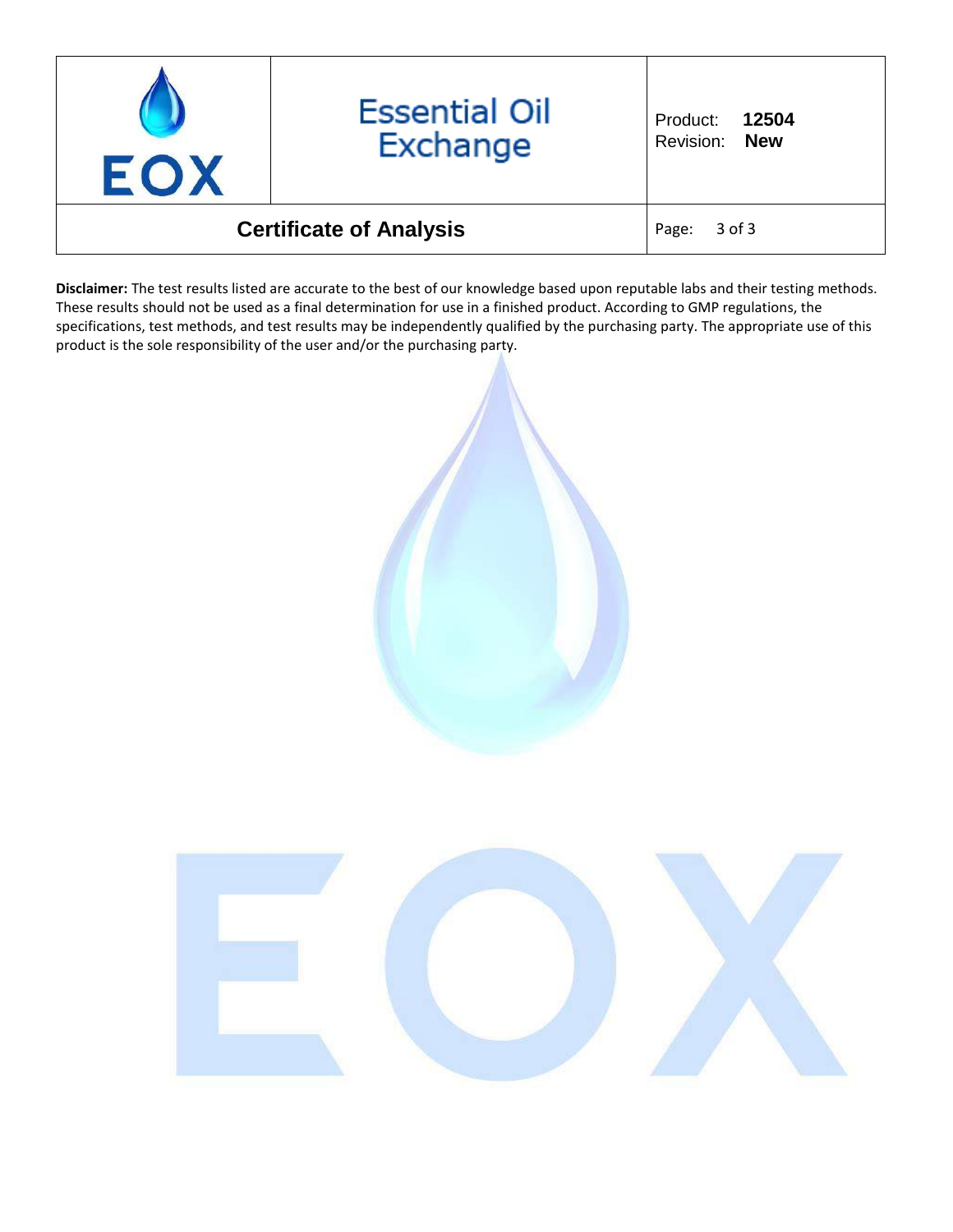**Disclaimer:** The test results listed are accurate to the best of our knowledge based upon reputable labs and their testing methods. These results should not be used as a final determination for use in a finished product. According to GMP regulations, the specifications, test methods, and test results may be independently qualified by the purchasing party. The appropriate use of this product is the sole responsibility of the user and/or the purchasing party.